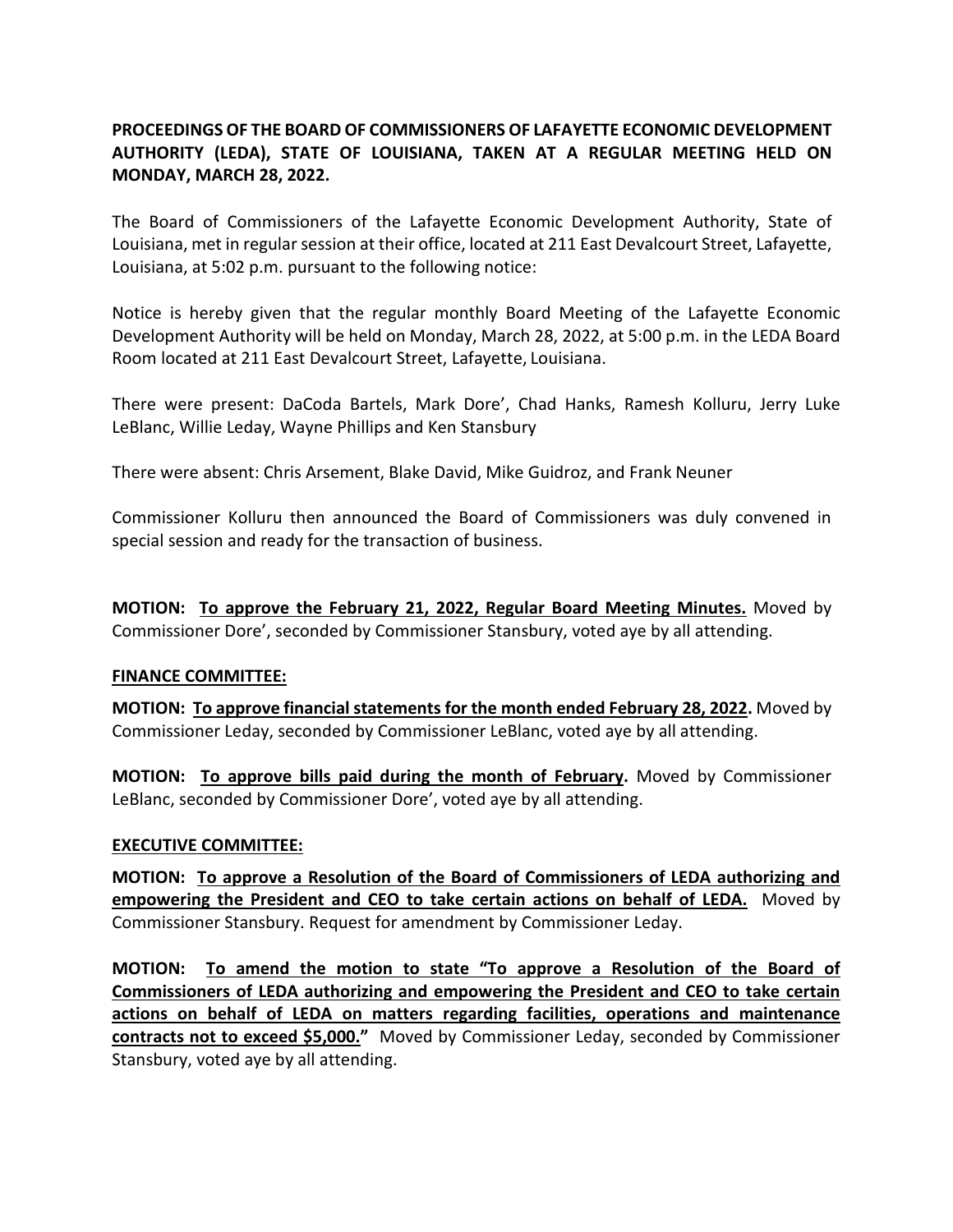**PROCEEDINGS OF THE BOARD OF COMMISSIONERS OF LAFAYETTE ECONOMIC DEVELOPMENT AUTHORITY (LEDA), STATE OF LOUISIANA, TAKEN AT A REGULAR MEETING HELD ON MONDAY, MARCH 28, 2022.**

The Board of Commissioners of the Lafayette Economic Development Authority, State of Louisiana, met in regular session at their office, located at 211 East Devalcourt Street, Lafayette, Louisiana, at 5:02 p.m. pursuant to the following notice:

Notice is hereby given that the regular monthly Board Meeting of the Lafayette Economic Development Authority will be held on Monday, March 28, 2022, at 5:00 p.m. in the LEDA Board Room located at 211 East Devalcourt Street, Lafayette, Louisiana.

There were present: DaCoda Bartels, Mark Dore', Chad Hanks, Ramesh Kolluru, Jerry Luke LeBlanc, Willie Leday, Wayne Phillips and Ken Stansbury

There were absent: Chris Arsement, Blake David, Mike Guidroz, and Frank Neuner

Commissioner Kolluru then announced the Board of Commissioners was duly convened in special session and ready for the transaction of business.

**MOTION: To approve the February 21, 2022, Regular Board Meeting Minutes.** Moved by Commissioner Dore', seconded by Commissioner Stansbury, voted aye by all attending.

**FINANCE COMMITTEE:**

**MOTION: To approve financial statements for the month ended February 28, 2022.** Moved by Commissioner Leday, seconded by Commissioner LeBlanc, voted aye by all attending.

**MOTION: To approve bills paid during the month of February.** Moved by Commissioner LeBlanc, seconded by Commissioner Dore', voted aye by all attending.

**EXECUTIVE COMMITTEE:**

**MOTION: To approve a Resolution of the Board of Commissioners of LEDA authorizing and empowering the President and CEO to take certain actions on behalf of LEDA.** Moved by Commissioner Stansbury. Request for amendment by Commissioner Leday.

**MOTION: To amend the motion to state "To approve a Resolution of the Board of Commissioners of LEDA authorizing and empowering the President and CEO to take certain actions on behalf of LEDA on matters regarding facilities, operations and maintenance contracts not to exceed $5,000."** Moved by Commissioner Leday, seconded by Commissioner Stansbury, voted aye by all attending.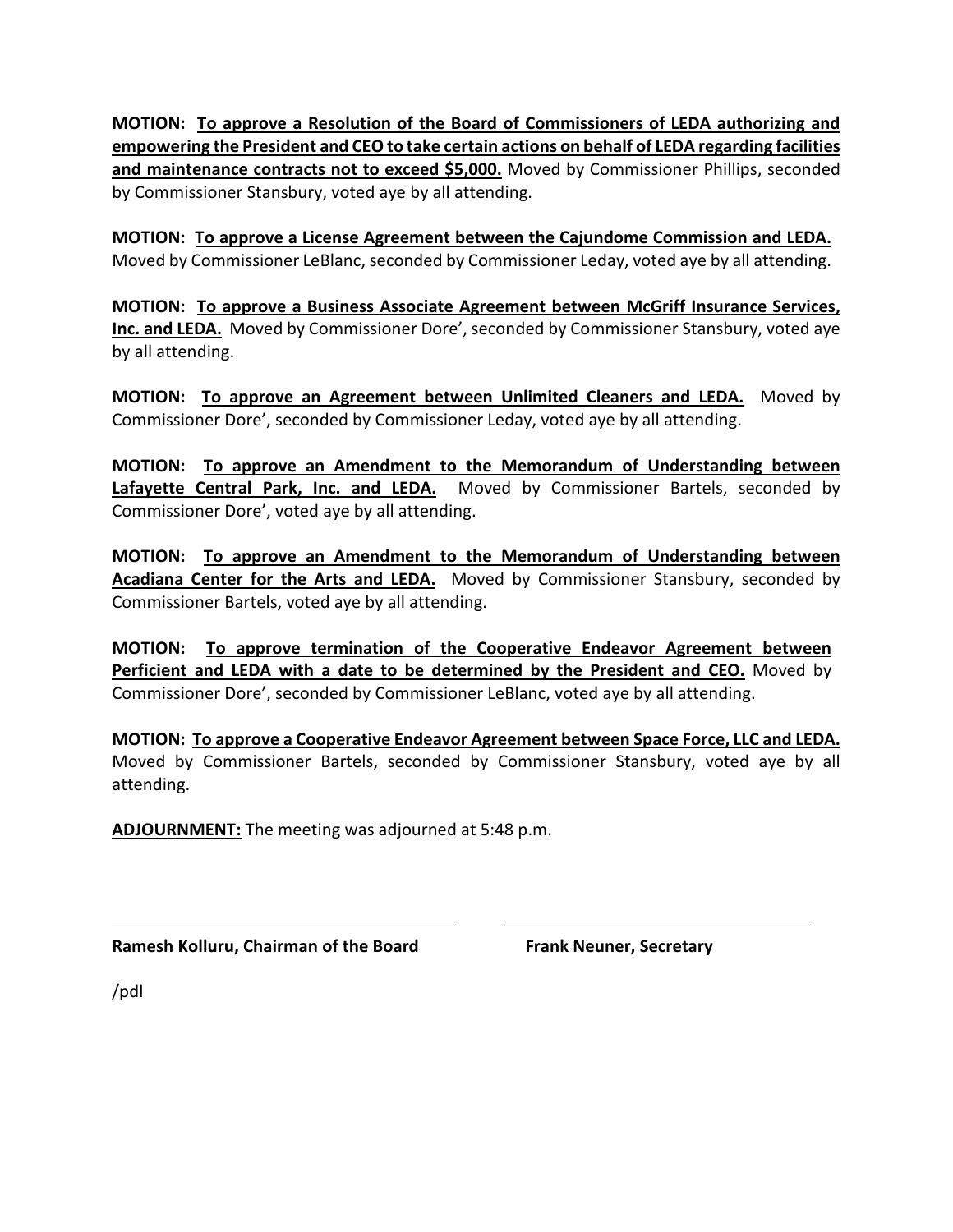**MOTION: <u>To approve a Resolution of the Board of Commissioners of LEDA authorizing and empowering the President and CEO to take certain actions on behalf of LEDA regarding facilities and maintenance contracts not to exceed $5,000.</u>** Moved by Commissioner Phillips, seconded by Commissioner Stansbury, voted aye by all attending.

**MOTION: <u>To approve a License Agreement between the Cajundome Commission and LEDA.</u>** Moved by Commissioner LeBlanc, seconded by Commissioner Leday, voted aye by all attending.

**MOTION: <u>To approve a Business Associate Agreement between McGriff Insurance Services, Inc. and LEDA.</u>** Moved by Commissioner Dore', seconded by Commissioner Stansbury, voted aye by all attending.

**MOTION: <u>To approve an Agreement between Unlimited Cleaners and LEDA.</u>** Moved by Commissioner Dore', seconded by Commissioner Leday, voted aye by all attending.

**MOTION: <u>To approve an Amendment to the Memorandum of Understanding between Lafayette Central Park, Inc. and LEDA.</u>** Moved by Commissioner Bartels, seconded by Commissioner Dore', voted aye by all attending.

**MOTION: <u>To approve an Amendment to the Memorandum of Understanding between Acadiana Center for the Arts and LEDA.</u>** Moved by Commissioner Stansbury, seconded by Commissioner Bartels, voted aye by all attending.

**MOTION: <u>To approve termination of the Cooperative Endeavor Agreement between Perficient and LEDA with a date to be determined by the President and CEO.</u>** Moved by Commissioner Dore', seconded by Commissioner LeBlanc, voted aye by all attending.

**MOTION: <u>To approve a Cooperative Endeavor Agreement between Space Force, LLC and LEDA.</u>** Moved by Commissioner Bartels, seconded by Commissioner Stansbury, voted aye by all attending.

**<u>ADJOURNMENT:</u>** The meeting was adjourned at 5:48 p.m.

**Ramesh Kolluru, Chairman of the Board** **Frank Neuner, Secretary**

/pdl